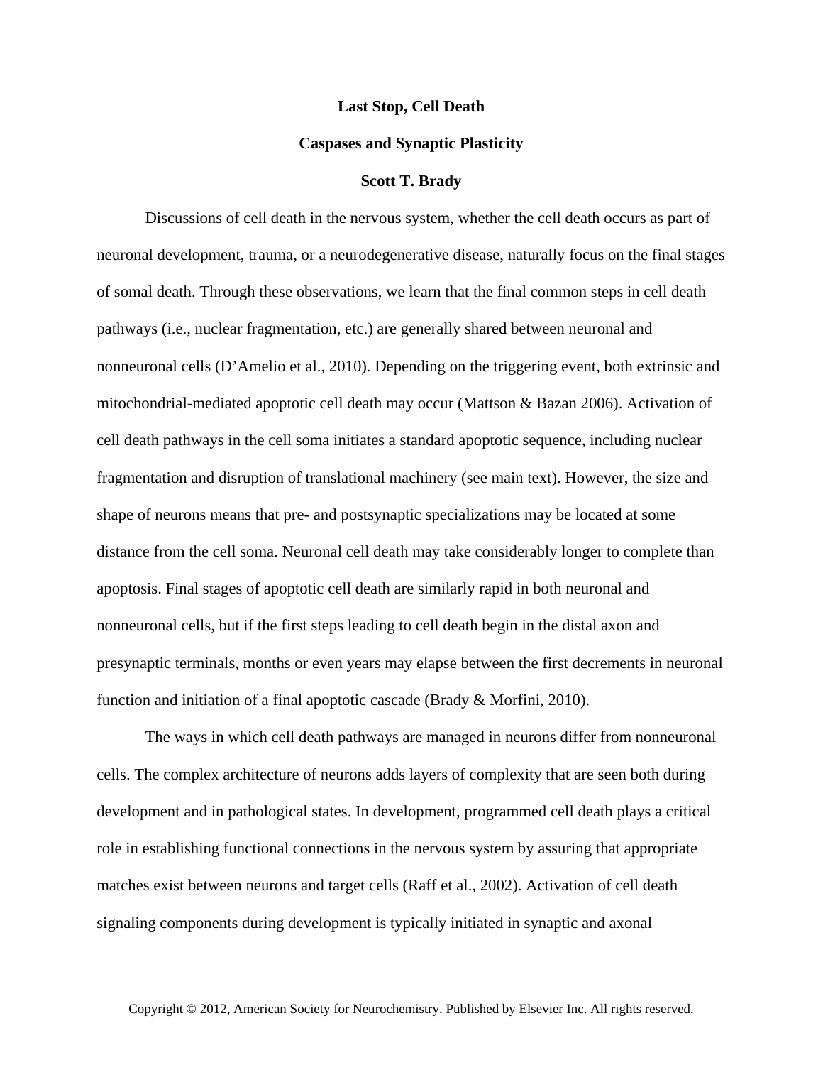# Last Stop, Cell Death

## Caspases and Synaptic Plasticity

**Scott T. Brady**

Discussions of cell death in the nervous system, whether the cell death occurs as part of neuronal development, trauma, or a neurodegenerative disease, naturally focus on the final stages of somal death. Through these observations, we learn that the final common steps in cell death pathways (i.e., nuclear fragmentation, etc.) are generally shared between neuronal and nonneuronal cells (D'Amelio et al., 2010). Depending on the triggering event, both extrinsic and mitochondrial-mediated apoptotic cell death may occur (Mattson & Bazan 2006). Activation of cell death pathways in the cell soma initiates a standard apoptotic sequence, including nuclear fragmentation and disruption of translational machinery (see main text). However, the size and shape of neurons means that pre- and postsynaptic specializations may be located at some distance from the cell soma. Neuronal cell death may take considerably longer to complete than apoptosis. Final stages of apoptotic cell death are similarly rapid in both neuronal and nonneuronal cells, but if the first steps leading to cell death begin in the distal axon and presynaptic terminals, months or even years may elapse between the first decrements in neuronal function and initiation of a final apoptotic cascade (Brady & Morfini, 2010).

The ways in which cell death pathways are managed in neurons differ from nonneuronal cells. The complex architecture of neurons adds layers of complexity that are seen both during development and in pathological states. In development, programmed cell death plays a critical role in establishing functional connections in the nervous system by assuring that appropriate matches exist between neurons and target cells (Raff et al., 2002). Activation of cell death signaling components during development is typically initiated in synaptic and axonal

Copyright © 2012, American Society for Neurochemistry. Published by Elsevier Inc. All rights reserved.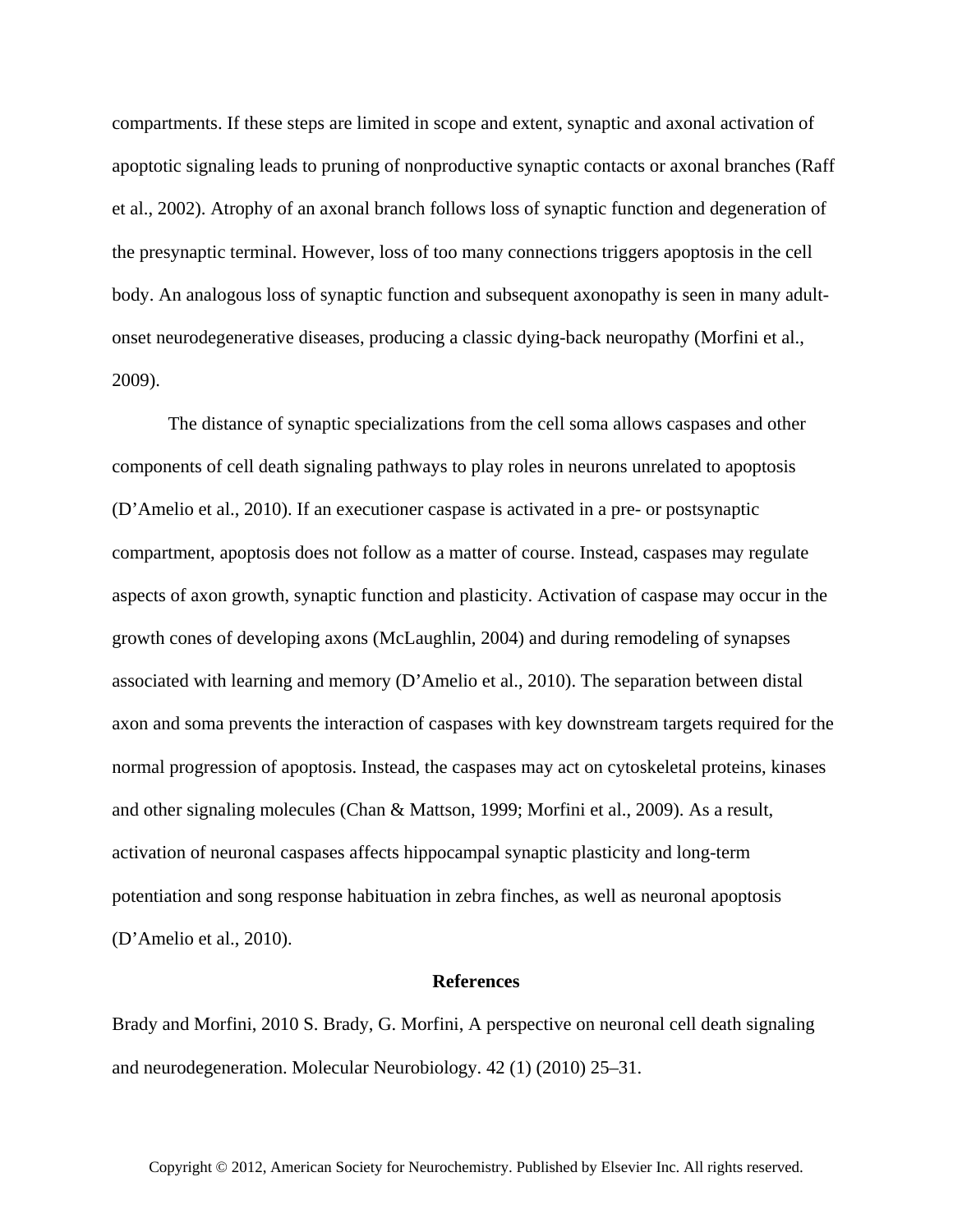compartments. If these steps are limited in scope and extent, synaptic and axonal activation of apoptotic signaling leads to pruning of nonproductive synaptic contacts or axonal branches (Raff et al., 2002). Atrophy of an axonal branch follows loss of synaptic function and degeneration of the presynaptic terminal. However, loss of too many connections triggers apoptosis in the cell body. An analogous loss of synaptic function and subsequent axonopathy is seen in many adult-onset neurodegenerative diseases, producing a classic dying-back neuropathy (Morfini et al., 2009).

The distance of synaptic specializations from the cell soma allows caspases and other components of cell death signaling pathways to play roles in neurons unrelated to apoptosis (D'Amelio et al., 2010). If an executioner caspase is activated in a pre- or postsynaptic compartment, apoptosis does not follow as a matter of course. Instead, caspases may regulate aspects of axon growth, synaptic function and plasticity. Activation of caspase may occur in the growth cones of developing axons (McLaughlin, 2004) and during remodeling of synapses associated with learning and memory (D'Amelio et al., 2010). The separation between distal axon and soma prevents the interaction of caspases with key downstream targets required for the normal progression of apoptosis. Instead, the caspases may act on cytoskeletal proteins, kinases and other signaling molecules (Chan & Mattson, 1999; Morfini et al., 2009). As a result, activation of neuronal caspases affects hippocampal synaptic plasticity and long-term potentiation and song response habituation in zebra finches, as well as neuronal apoptosis (D'Amelio et al., 2010).

## References

Brady and Morfini, 2010 S. Brady, G. Morfini, A perspective on neuronal cell death signaling and neurodegeneration. Molecular Neurobiology. 42 (1) (2010) 25–31.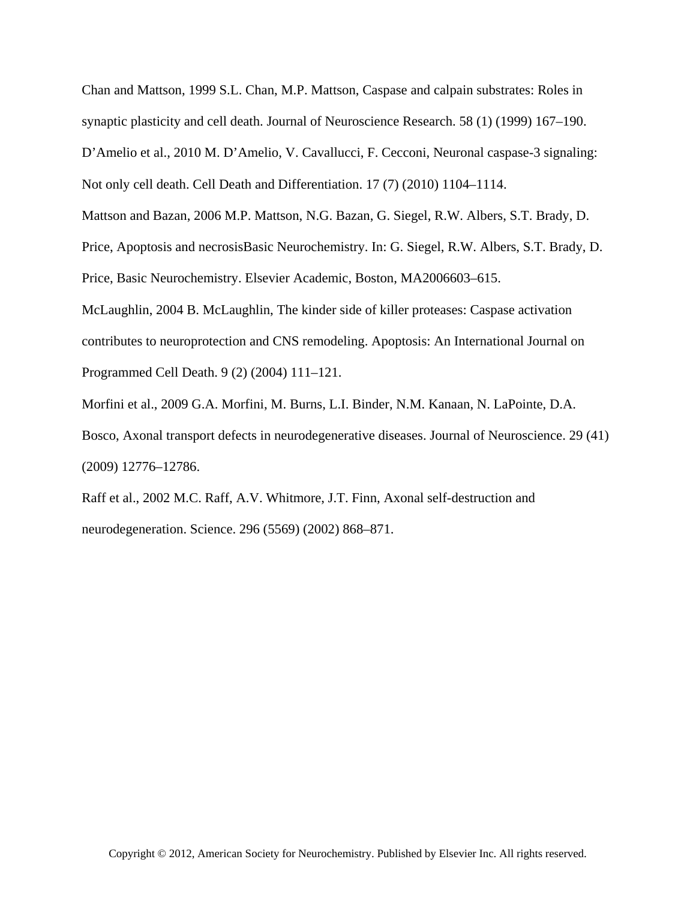Chan and Mattson, 1999 S.L. Chan, M.P. Mattson, Caspase and calpain substrates: Roles in synaptic plasticity and cell death. Journal of Neuroscience Research. 58 (1) (1999) 167–190.

D'Amelio et al., 2010 M. D'Amelio, V. Cavallucci, F. Cecconi, Neuronal caspase-3 signaling: Not only cell death. Cell Death and Differentiation. 17 (7) (2010) 1104–1114.

Mattson and Bazan, 2006 M.P. Mattson, N.G. Bazan, G. Siegel, R.W. Albers, S.T. Brady, D. Price, Apoptosis and necrosisBasic Neurochemistry. In: G. Siegel, R.W. Albers, S.T. Brady, D. Price, Basic Neurochemistry. Elsevier Academic, Boston, MA2006603–615.

McLaughlin, 2004 B. McLaughlin, The kinder side of killer proteases: Caspase activation contributes to neuroprotection and CNS remodeling. Apoptosis: An International Journal on Programmed Cell Death. 9 (2) (2004) 111–121.

Morfini et al., 2009 G.A. Morfini, M. Burns, L.I. Binder, N.M. Kanaan, N. LaPointe, D.A. Bosco, Axonal transport defects in neurodegenerative diseases. Journal of Neuroscience. 29 (41) (2009) 12776–12786.

Raff et al., 2002 M.C. Raff, A.V. Whitmore, J.T. Finn, Axonal self-destruction and neurodegeneration. Science. 296 (5569) (2002) 868–871.

Copyright © 2012, American Society for Neurochemistry. Published by Elsevier Inc. All rights reserved.